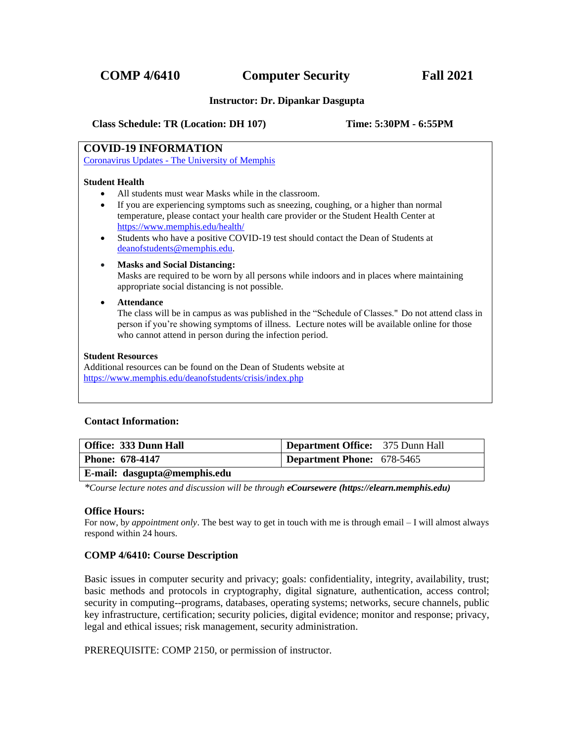# COMP 4/6410 Computer Security Fall 2021

**Instructor: Dr. Dipankar Dasgupta**

**Class Schedule: TR (Location: DH 107)** **Time: 5:30PM - 6:55PM**

## COVID-19 INFORMATION

[Coronavirus Updates - The University of Memphis](#)

**Student Health**

- All students must wear Masks while in the classroom.
- If you are experiencing symptoms such as sneezing, coughing, or a higher than normal temperature, please contact your health care provider or the Student Health Center at https://www.memphis.edu/health/
- Students who have a positive COVID-19 test should contact the Dean of Students at deanofstudents@memphis.edu.
- **Masks and Social Distancing:**
  Masks are required to be worn by all persons while indoors and in places where maintaining appropriate social distancing is not possible.
- **Attendance**
  The class will be in campus as was published in the "Schedule of Classes." Do not attend class in person if you're showing symptoms of illness. Lecture notes will be available online for those who cannot attend in person during the infection period.

**Student Resources**

Additional resources can be found on the Dean of Students website at https://www.memphis.edu/deanofstudents/crisis/index.php

**Contact Information:**

| **Office:** 333 Dunn Hall | **Department Office:** 375 Dunn Hall |
|---|---|
| **Phone:** 678-4147 | **Department Phone:** 678-5465 |
| **E-mail:** dasgupta@memphis.edu | |

*\*Course lecture notes and discussion will be through **eCoursewere (https://elearn.memphis.edu)***

**Office Hours:**

For now, by *appointment only*. The best way to get in touch with me is through email – I will almost always respond within 24 hours.

**COMP 4/6410: Course Description**

Basic issues in computer security and privacy; goals: confidentiality, integrity, availability, trust; basic methods and protocols in cryptography, digital signature, authentication, access control; security in computing--programs, databases, operating systems; networks, secure channels, public key infrastructure, certification; security policies, digital evidence; monitor and response; privacy, legal and ethical issues; risk management, security administration.

PREREQUISITE: COMP 2150, or permission of instructor.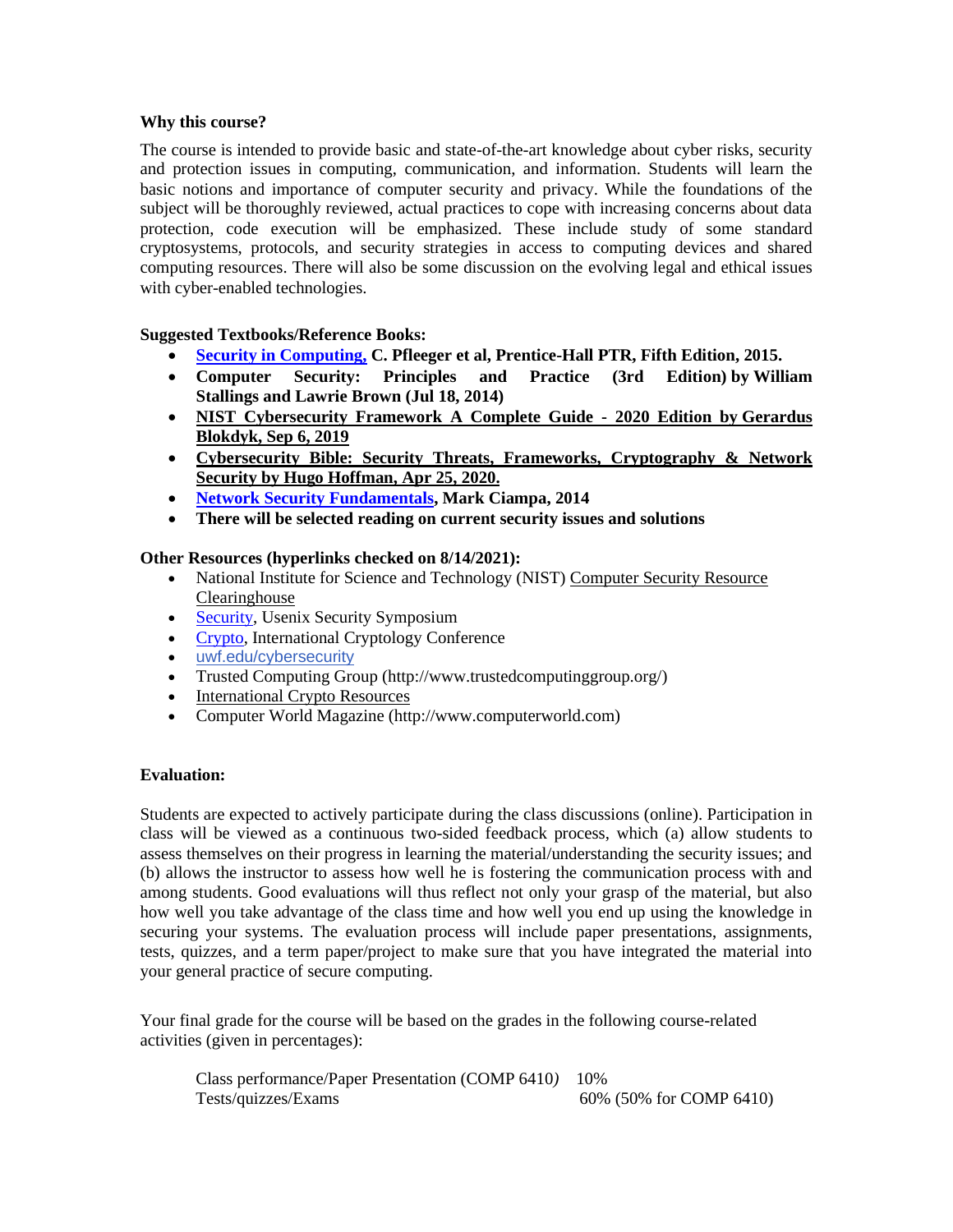**Why this course?**

The course is intended to provide basic and state-of-the-art knowledge about cyber risks, security and protection issues in computing, communication, and information. Students will learn the basic notions and importance of computer security and privacy. While the foundations of the subject will be thoroughly reviewed, actual practices to cope with increasing concerns about data protection, code execution will be emphasized. These include study of some standard cryptosystems, protocols, and security strategies in access to computing devices and shared computing resources. There will also be some discussion on the evolving legal and ethical issues with cyber-enabled technologies.

**Suggested Textbooks/Reference Books:**

- **Security in Computing, C. Pfleeger et al, Prentice-Hall PTR, Fifth Edition, 2015.**
- **Computer Security: Principles and Practice (3rd Edition) by William Stallings and Lawrie Brown (Jul 18, 2014)**
- **NIST Cybersecurity Framework A Complete Guide - 2020 Edition by Gerardus Blokdyk, Sep 6, 2019**
- **Cybersecurity Bible: Security Threats, Frameworks, Cryptography & Network Security by Hugo Hoffman, Apr 25, 2020.**
- **Network Security Fundamentals, Mark Ciampa, 2014**
- **There will be selected reading on current security issues and solutions**

**Other Resources (hyperlinks checked on 8/14/2021):**

- National Institute for Science and Technology (NIST) Computer Security Resource Clearinghouse
- Security, Usenix Security Symposium
- Crypto, International Cryptology Conference
- uwf.edu/cybersecurity
- Trusted Computing Group (http://www.trustedcomputinggroup.org/)
- International Crypto Resources
- Computer World Magazine (http://www.computerworld.com)

**Evaluation:**

Students are expected to actively participate during the class discussions (online). Participation in class will be viewed as a continuous two-sided feedback process, which (a) allow students to assess themselves on their progress in learning the material/understanding the security issues; and (b) allows the instructor to assess how well he is fostering the communication process with and among students. Good evaluations will thus reflect not only your grasp of the material, but also how well you take advantage of the class time and how well you end up using the knowledge in securing your systems. The evaluation process will include paper presentations, assignments, tests, quizzes, and a term paper/project to make sure that you have integrated the material into your general practice of secure computing.

Your final grade for the course will be based on the grades in the following course-related activities (given in percentages):

| | |
|---|---|
| Class performance/Paper Presentation (COMP 6410) | 10% |
| Tests/quizzes/Exams | 60% (50% for COMP 6410) |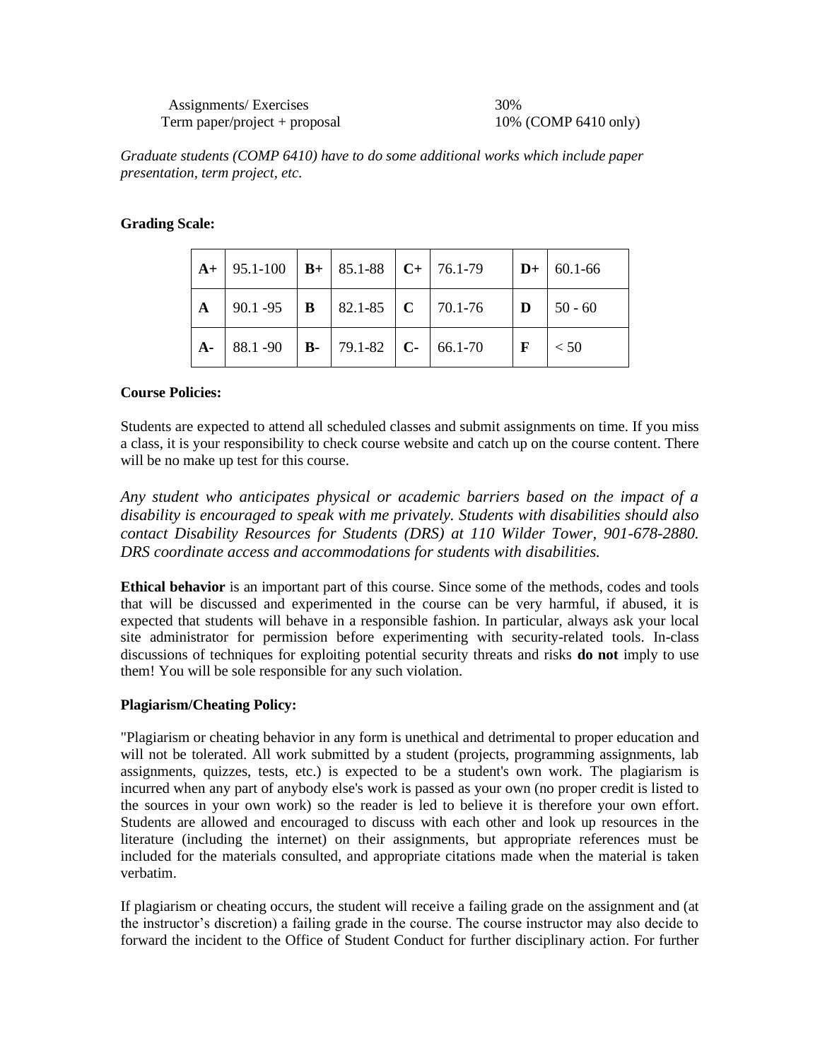| | |
|---|---|
| Assignments/ Exercises | 30% |
| Term paper/project + proposal | 10% (COMP 6410 only) |

*Graduate students (COMP 6410) have to do some additional works which include paper presentation, term project, etc.*

**Grading Scale:**

| | | | | | | | |
|---|---|---|---|---|---|---|---|
| **A+** | 95.1-100 | **B+** | 85.1-88 | **C+** | 76.1-79 | **D+** | 60.1-66 |
| **A** | 90.1 -95 | **B** | 82.1-85 | **C** | 70.1-76 | **D** | 50 - 60 |
| **A-** | 88.1 -90 | **B-** | 79.1-82 | **C-** | 66.1-70 | **F** | < 50 |

**Course Policies:**

Students are expected to attend all scheduled classes and submit assignments on time. If you miss a class, it is your responsibility to check course website and catch up on the course content. There will be no make up test for this course.

*Any student who anticipates physical or academic barriers based on the impact of a disability is encouraged to speak with me privately. Students with disabilities should also contact Disability Resources for Students (DRS) at 110 Wilder Tower, 901-678-2880. DRS coordinate access and accommodations for students with disabilities.*

**Ethical behavior** is an important part of this course. Since some of the methods, codes and tools that will be discussed and experimented in the course can be very harmful, if abused, it is expected that students will behave in a responsible fashion. In particular, always ask your local site administrator for permission before experimenting with security-related tools. In-class discussions of techniques for exploiting potential security threats and risks **do not** imply to use them! You will be sole responsible for any such violation.

**Plagiarism/Cheating Policy:**

"Plagiarism or cheating behavior in any form is unethical and detrimental to proper education and will not be tolerated. All work submitted by a student (projects, programming assignments, lab assignments, quizzes, tests, etc.) is expected to be a student's own work. The plagiarism is incurred when any part of anybody else's work is passed as your own (no proper credit is listed to the sources in your own work) so the reader is led to believe it is therefore your own effort. Students are allowed and encouraged to discuss with each other and look up resources in the literature (including the internet) on their assignments, but appropriate references must be included for the materials consulted, and appropriate citations made when the material is taken verbatim.

If plagiarism or cheating occurs, the student will receive a failing grade on the assignment and (at the instructor's discretion) a failing grade in the course. The course instructor may also decide to forward the incident to the Office of Student Conduct for further disciplinary action. For further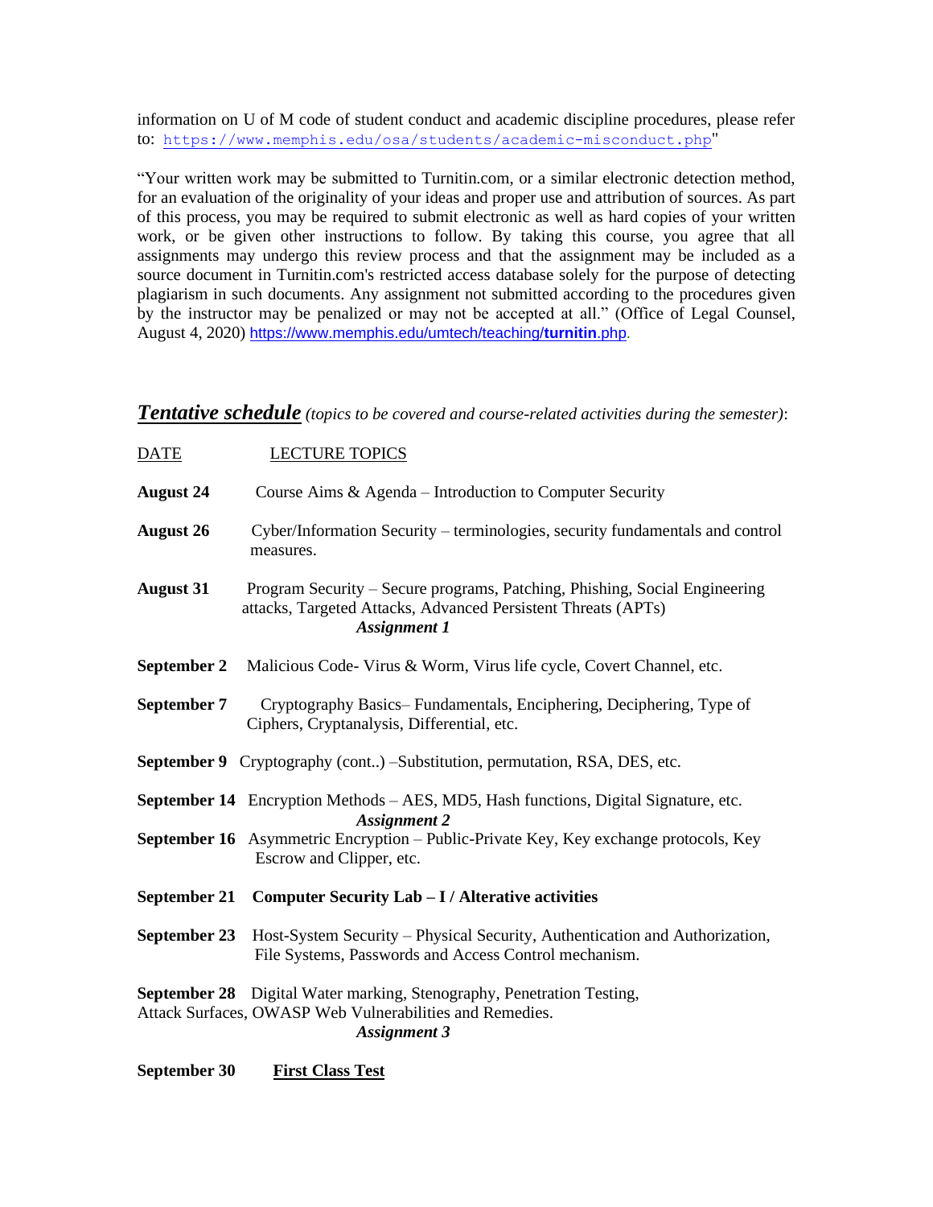information on U of M code of student conduct and academic discipline procedures, please refer to: https://www.memphis.edu/osa/students/academic-misconduct.php"

"Your written work may be submitted to Turnitin.com, or a similar electronic detection method, for an evaluation of the originality of your ideas and proper use and attribution of sources. As part of this process, you may be required to submit electronic as well as hard copies of your written work, or be given other instructions to follow. By taking this course, you agree that all assignments may undergo this review process and that the assignment may be included as a source document in Turnitin.com's restricted access database solely for the purpose of detecting plagiarism in such documents. Any assignment not submitted according to the procedures given by the instructor may be penalized or may not be accepted at all." (Office of Legal Counsel, August 4, 2020) https://www.memphis.edu/umtech/teaching/**turnitin**.php.

***Tentative schedule*** *(topics to be covered and course-related activities during the semester)*:

| DATE | LECTURE TOPICS |
| --- | --- |
| **August 24** | Course Aims & Agenda – Introduction to Computer Security |
| **August 26** | Cyber/Information Security – terminologies, security fundamentals and control measures. |
| **August 31** | Program Security – Secure programs, Patching, Phishing, Social Engineering attacks, Targeted Attacks, Advanced Persistent Threats (APTs) ***Assignment 1*** |
| **September 2** | Malicious Code- Virus & Worm, Virus life cycle, Covert Channel, etc. |
| **September 7** | Cryptography Basics– Fundamentals, Enciphering, Deciphering, Type of Ciphers, Cryptanalysis, Differential, etc. |
| **September 9** | Cryptography (cont..) –Substitution, permutation, RSA, DES, etc. |
| **September 14** | Encryption Methods – AES, MD5, Hash functions, Digital Signature, etc. ***Assignment 2*** |
| **September 16** | Asymmetric Encryption – Public-Private Key, Key exchange protocols, Key Escrow and Clipper, etc. |
| **September 21** | **Computer Security Lab – I / Alterative activities** |
| **September 23** | Host-System Security – Physical Security, Authentication and Authorization, File Systems, Passwords and Access Control mechanism. |
| **September 28** | Digital Water marking, Stenography, Penetration Testing, Attack Surfaces, OWASP Web Vulnerabilities and Remedies. ***Assignment 3*** |
| **September 30** | **First Class Test** |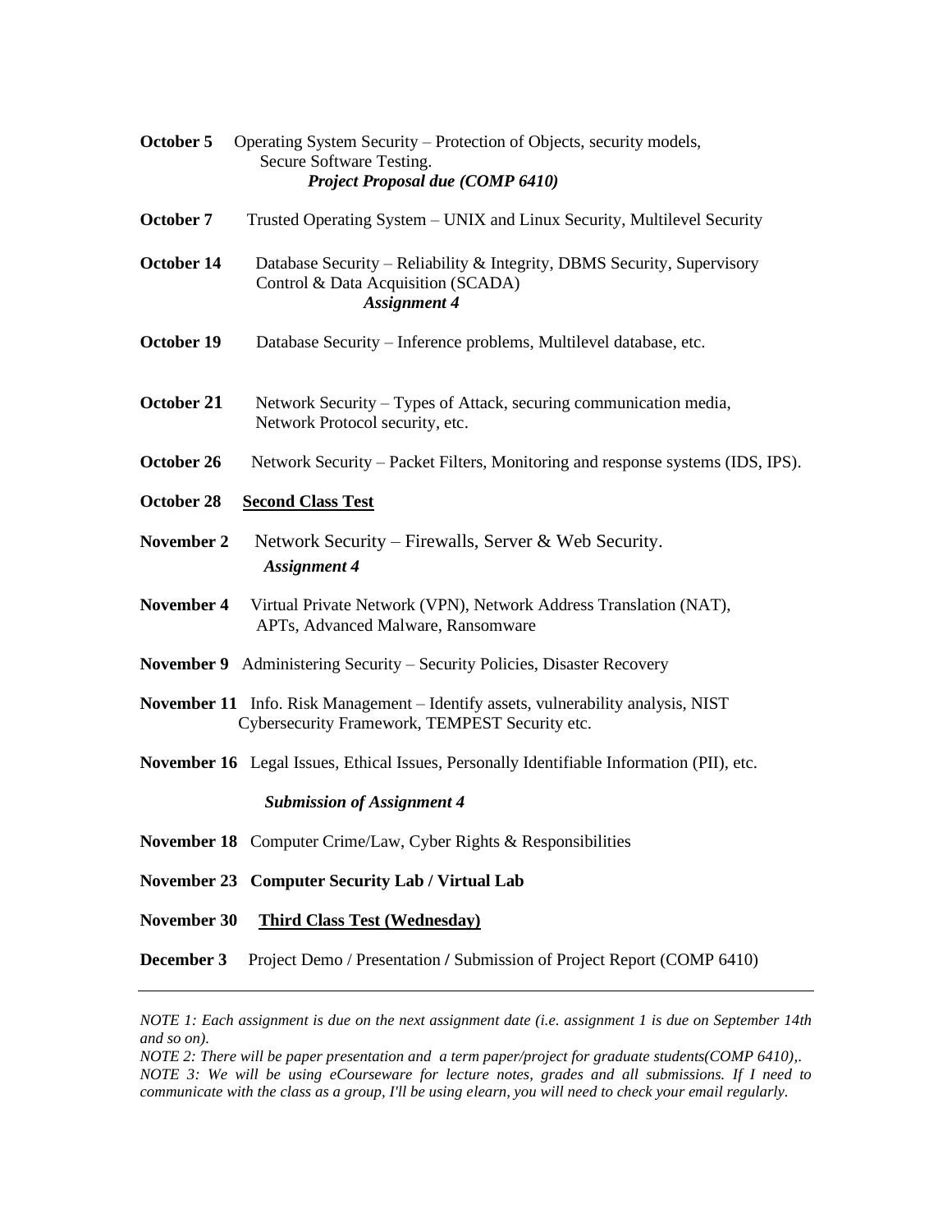**October 5** Operating System Security – Protection of Objects, security models, Secure Software Testing.
*__Project Proposal due (COMP 6410)__*

**October 7** Trusted Operating System – UNIX and Linux Security, Multilevel Security

**October 14** Database Security – Reliability & Integrity, DBMS Security, Supervisory Control & Data Acquisition (SCADA)
*__Assignment 4__*

**October 19** Database Security – Inference problems, Multilevel database, etc.

**October 21** Network Security – Types of Attack, securing communication media, Network Protocol security, etc.

**October 26** Network Security – Packet Filters, Monitoring and response systems (IDS, IPS).

**October 28** **<u>Second Class Test</u>**

**November 2** Network Security – Firewalls, Server & Web Security.
*__Assignment 4__*

**November 4** Virtual Private Network (VPN), Network Address Translation (NAT), APTs, Advanced Malware, Ransomware

**November 9** Administering Security – Security Policies, Disaster Recovery

**November 11** Info. Risk Management – Identify assets, vulnerability analysis, NIST Cybersecurity Framework, TEMPEST Security etc.

**November 16** Legal Issues, Ethical Issues, Personally Identifiable Information (PII), etc.

*__Submission of Assignment 4__*

**November 18** Computer Crime/Law, Cyber Rights & Responsibilities

**November 23** **Computer Security Lab / Virtual Lab**

**November 30** **<u>Third Class Test (Wednesday)</u>**

**December 3** Project Demo / Presentation / Submission of Project Report (COMP 6410)

---

*NOTE 1: Each assignment is due on the next assignment date (i.e. assignment 1 is due on September 14th and so on).*
*NOTE 2: There will be paper presentation and a term paper/project for graduate students(COMP 6410),.*
*NOTE 3: We will be using eCourseware for lecture notes, grades and all submissions. If I need to communicate with the class as a group, I'll be using elearn, you will need to check your email regularly.*